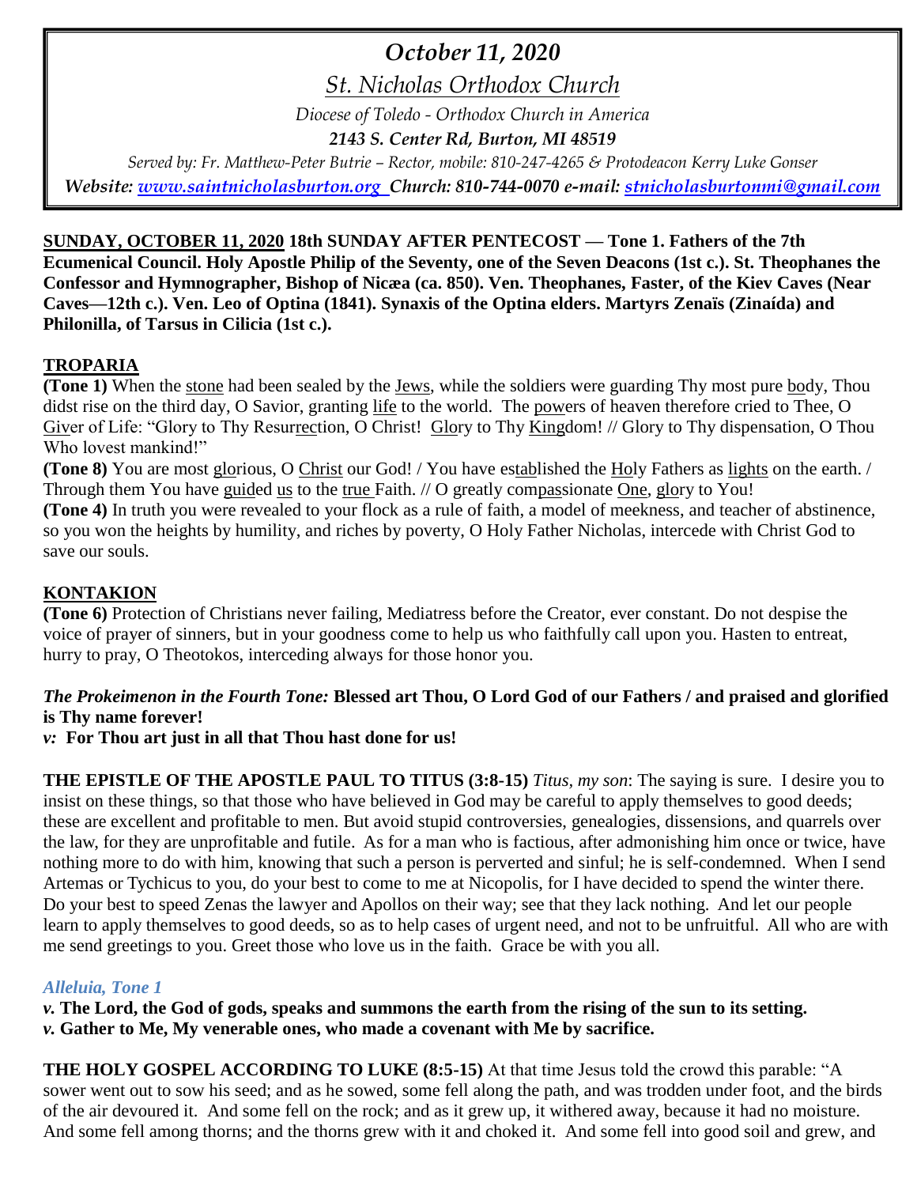# *October 11, 2020*

*St. Nicholas Orthodox Church*

*Diocese of Toledo - Orthodox Church in America*

***2143 S. Center Rd, Burton, MI 48519***

*Served by: Fr. Matthew-Peter Butrie – Rector, mobile: 810-247-4265 & Protodeacon Kerry Luke Gonser*

***Website: www.saintnicholasburton.org Church: 810-744-0070 e-mail: stnicholasburtonmi@gmail.com***

**SUNDAY, OCTOBER 11, 2020 18th SUNDAY AFTER PENTECOST — Tone 1. Fathers of the 7th Ecumenical Council. Holy Apostle Philip of the Seventy, one of the Seven Deacons (1st c.). St. Theophanes the Confessor and Hymnographer, Bishop of Nicæa (ca. 850). Ven. Theophanes, Faster, of the Kiev Caves (Near Caves—12th c.). Ven. Leo of Optina (1841). Synaxis of the Optina elders. Martyrs Zenaïs (Zinaída) and Philonilla, of Tarsus in Cilicia (1st c.).**

## TROPARIA

**(Tone 1)** When the stone had been sealed by the Jews, while the soldiers were guarding Thy most pure body, Thou didst rise on the third day, O Savior, granting life to the world. The powers of heaven therefore cried to Thee, O Giver of Life: "Glory to Thy Resurrection, O Christ! Glory to Thy Kingdom! // Glory to Thy dispensation, O Thou Who lovest mankind!"

**(Tone 8)** You are most glorious, O Christ our God! / You have established the Holy Fathers as lights on the earth. / Through them You have guided us to the true Faith. // O greatly compassionate One, glory to You!

**(Tone 4)** In truth you were revealed to your flock as a rule of faith, a model of meekness, and teacher of abstinence, so you won the heights by humility, and riches by poverty, O Holy Father Nicholas, intercede with Christ God to save our souls.

## KONTAKION

**(Tone 6)** Protection of Christians never failing, Mediatress before the Creator, ever constant. Do not despise the voice of prayer of sinners, but in your goodness come to help us who faithfully call upon you. Hasten to entreat, hurry to pray, O Theotokos, interceding always for those honor you.

***The Prokeimenon in the Fourth Tone:*** **Blessed art Thou, O Lord God of our Fathers / and praised and glorified is Thy name forever!**

***v:*** **For Thou art just in all that Thou hast done for us!**

**THE EPISTLE OF THE APOSTLE PAUL TO TITUS (3:8-15)** *Titus, my son*: The saying is sure. I desire you to insist on these things, so that those who have believed in God may be careful to apply themselves to good deeds; these are excellent and profitable to men. But avoid stupid controversies, genealogies, dissensions, and quarrels over the law, for they are unprofitable and futile. As for a man who is factious, after admonishing him once or twice, have nothing more to do with him, knowing that such a person is perverted and sinful; he is self-condemned. When I send Artemas or Tychicus to you, do your best to come to me at Nicopolis, for I have decided to spend the winter there. Do your best to speed Zenas the lawyer and Apollos on their way; see that they lack nothing. And let our people learn to apply themselves to good deeds, so as to help cases of urgent need, and not to be unfruitful. All who are with me send greetings to you. Greet those who love us in the faith. Grace be with you all.

***Alleluia, Tone 1***

***v.*** **The Lord, the God of gods, speaks and summons the earth from the rising of the sun to its setting.**

***v.*** **Gather to Me, My venerable ones, who made a covenant with Me by sacrifice.**

**THE HOLY GOSPEL ACCORDING TO LUKE (8:5-15)** At that time Jesus told the crowd this parable: "A sower went out to sow his seed; and as he sowed, some fell along the path, and was trodden under foot, and the birds of the air devoured it. And some fell on the rock; and as it grew up, it withered away, because it had no moisture. And some fell among thorns; and the thorns grew with it and choked it. And some fell into good soil and grew, and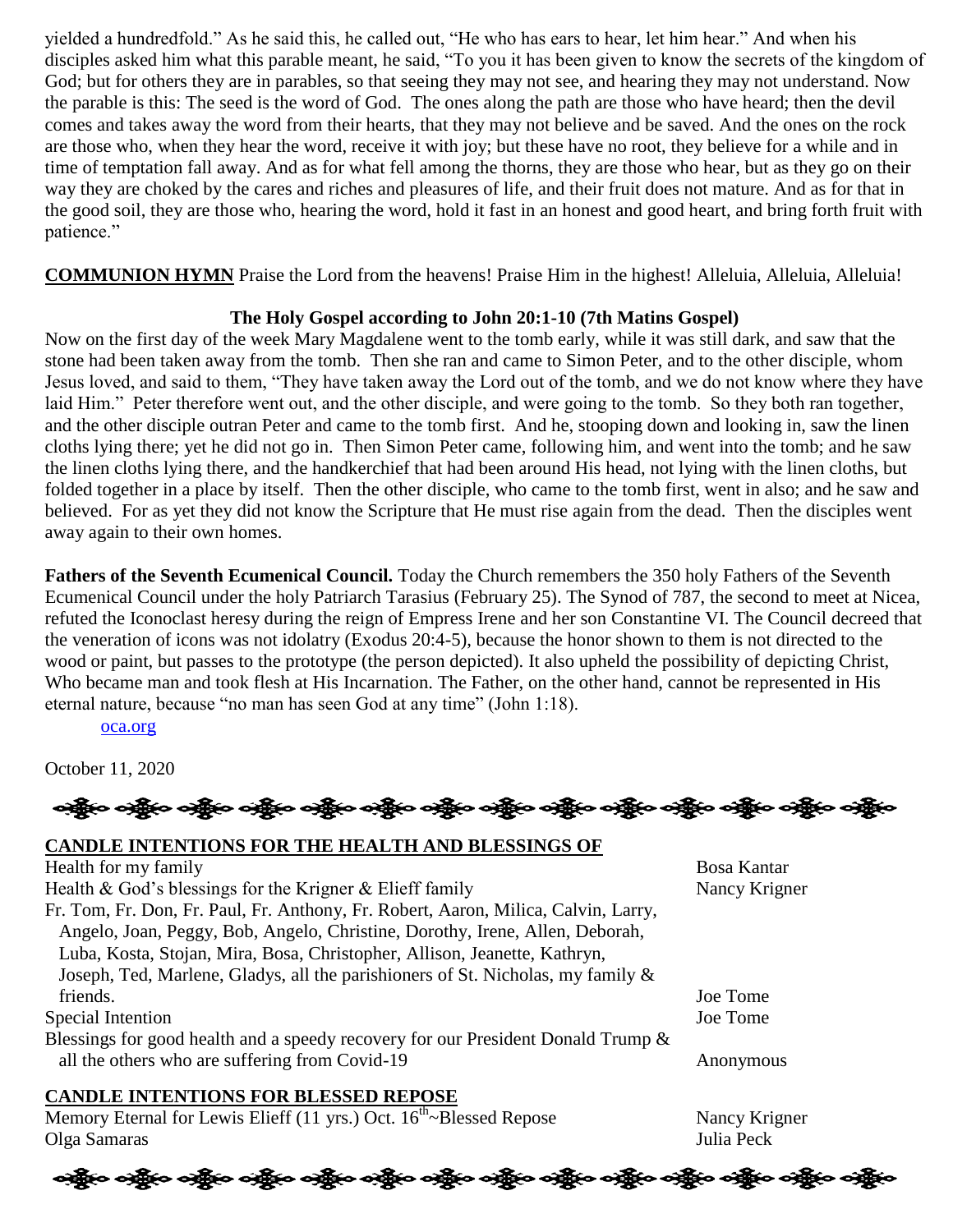yielded a hundredfold." As he said this, he called out, "He who has ears to hear, let him hear." And when his disciples asked him what this parable meant, he said, "To you it has been given to know the secrets of the kingdom of God; but for others they are in parables, so that seeing they may not see, and hearing they may not understand. Now the parable is this: The seed is the word of God. The ones along the path are those who have heard; then the devil comes and takes away the word from their hearts, that they may not believe and be saved. And the ones on the rock are those who, when they hear the word, receive it with joy; but these have no root, they believe for a while and in time of temptation fall away. And as for what fell among the thorns, they are those who hear, but as they go on their way they are choked by the cares and riches and pleasures of life, and their fruit does not mature. And as for that in the good soil, they are those who, hearing the word, hold it fast in an honest and good heart, and bring forth fruit with patience."

**COMMUNION HYMN** Praise the Lord from the heavens! Praise Him in the highest! Alleluia, Alleluia, Alleluia!

**The Holy Gospel according to John 20:1-10 (7th Matins Gospel)**

Now on the first day of the week Mary Magdalene went to the tomb early, while it was still dark, and saw that the stone had been taken away from the tomb. Then she ran and came to Simon Peter, and to the other disciple, whom Jesus loved, and said to them, "They have taken away the Lord out of the tomb, and we do not know where they have laid Him." Peter therefore went out, and the other disciple, and were going to the tomb. So they both ran together, and the other disciple outran Peter and came to the tomb first. And he, stooping down and looking in, saw the linen cloths lying there; yet he did not go in. Then Simon Peter came, following him, and went into the tomb; and he saw the linen cloths lying there, and the handkerchief that had been around His head, not lying with the linen cloths, but folded together in a place by itself. Then the other disciple, who came to the tomb first, went in also; and he saw and believed. For as yet they did not know the Scripture that He must rise again from the dead. Then the disciples went away again to their own homes.

**Fathers of the Seventh Ecumenical Council.** Today the Church remembers the 350 holy Fathers of the Seventh Ecumenical Council under the holy Patriarch Tarasius (February 25). The Synod of 787, the second to meet at Nicea, refuted the Iconoclast heresy during the reign of Empress Irene and her son Constantine VI. The Council decreed that the veneration of icons was not idolatry (Exodus 20:4-5), because the honor shown to them is not directed to the wood or paint, but passes to the prototype (the person depicted). It also upheld the possibility of depicting Christ, Who became man and took flesh at His Incarnation. The Father, on the other hand, cannot be represented in His eternal nature, because "no man has seen God at any time" (John 1:18).

oca.org

October 11, 2020

**CANDLE INTENTIONS FOR THE HEALTH AND BLESSINGS OF**

| | |
|---|---|
| Health for my family | Bosa Kantar |
| Health & God's blessings for the Krigner & Elieff family | Nancy Krigner |
| Fr. Tom, Fr. Don, Fr. Paul, Fr. Anthony, Fr. Robert, Aaron, Milica, Calvin, Larry, Angelo, Joan, Peggy, Bob, Angelo, Christine, Dorothy, Irene, Allen, Deborah, Luba, Kosta, Stojan, Mira, Bosa, Christopher, Allison, Jeanette, Kathryn, Joseph, Ted, Marlene, Gladys, all the parishioners of St. Nicholas, my family & friends. | Joe Tome |
| Special Intention | Joe Tome |
| Blessings for good health and a speedy recovery for our President Donald Trump & all the others who are suffering from Covid-19 | Anonymous |

**CANDLE INTENTIONS FOR BLESSED REPOSE**

| | |
|---|---|
| Memory Eternal for Lewis Elieff (11 yrs.) Oct. 16th~Blessed Repose | Nancy Krigner |
| Olga Samaras | Julia Peck |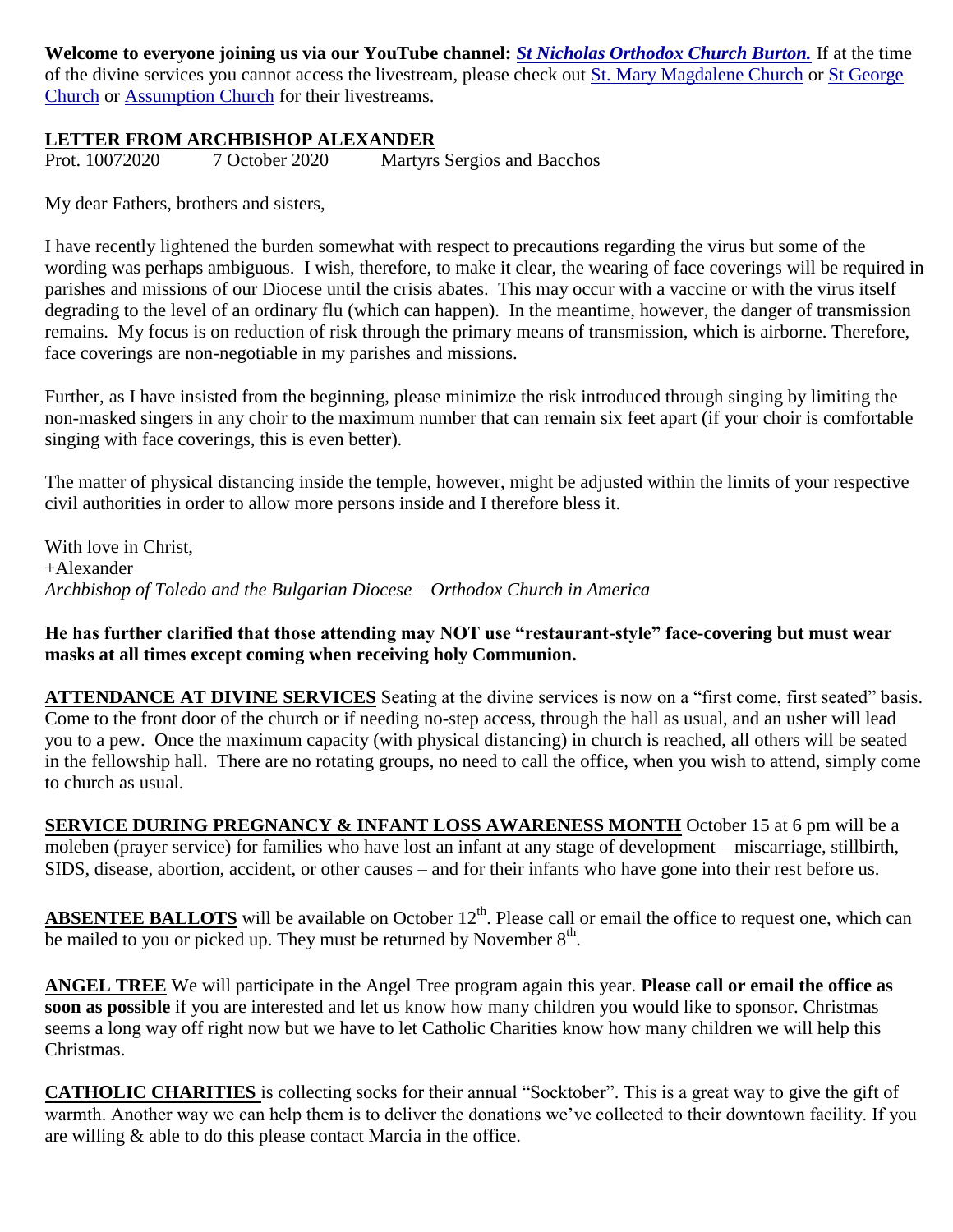**Welcome to everyone joining us via our YouTube channel: *St Nicholas Orthodox Church Burton.*** If at the time of the divine services you cannot access the livestream, please check out St. Mary Magdalene Church or St George Church or Assumption Church for their livestreams.

## LETTER FROM ARCHBISHOP ALEXANDER

Prot. 10072020        7 October 2020        Martyrs Sergios and Bacchos

My dear Fathers, brothers and sisters,

I have recently lightened the burden somewhat with respect to precautions regarding the virus but some of the wording was perhaps ambiguous. I wish, therefore, to make it clear, the wearing of face coverings will be required in parishes and missions of our Diocese until the crisis abates. This may occur with a vaccine or with the virus itself degrading to the level of an ordinary flu (which can happen). In the meantime, however, the danger of transmission remains. My focus is on reduction of risk through the primary means of transmission, which is airborne. Therefore, face coverings are non-negotiable in my parishes and missions.

Further, as I have insisted from the beginning, please minimize the risk introduced through singing by limiting the non-masked singers in any choir to the maximum number that can remain six feet apart (if your choir is comfortable singing with face coverings, this is even better).

The matter of physical distancing inside the temple, however, might be adjusted within the limits of your respective civil authorities in order to allow more persons inside and I therefore bless it.

With love in Christ,
+Alexander
*Archbishop of Toledo and the Bulgarian Diocese – Orthodox Church in America*

**He has further clarified that those attending may NOT use "restaurant-style" face-covering but must wear masks at all times except coming when receiving holy Communion.**

**ATTENDANCE AT DIVINE SERVICES** Seating at the divine services is now on a "first come, first seated" basis. Come to the front door of the church or if needing no-step access, through the hall as usual, and an usher will lead you to a pew. Once the maximum capacity (with physical distancing) in church is reached, all others will be seated in the fellowship hall. There are no rotating groups, no need to call the office, when you wish to attend, simply come to church as usual.

**SERVICE DURING PREGNANCY & INFANT LOSS AWARENESS MONTH** October 15 at 6 pm will be a moleben (prayer service) for families who have lost an infant at any stage of development – miscarriage, stillbirth, SIDS, disease, abortion, accident, or other causes – and for their infants who have gone into their rest before us.

**ABSENTEE BALLOTS** will be available on October 12th. Please call or email the office to request one, which can be mailed to you or picked up. They must be returned by November 8th.

**ANGEL TREE** We will participate in the Angel Tree program again this year. **Please call or email the office as soon as possible** if you are interested and let us know how many children you would like to sponsor. Christmas seems a long way off right now but we have to let Catholic Charities know how many children we will help this Christmas.

**CATHOLIC CHARITIES** is collecting socks for their annual "Socktober". This is a great way to give the gift of warmth. Another way we can help them is to deliver the donations we've collected to their downtown facility. If you are willing & able to do this please contact Marcia in the office.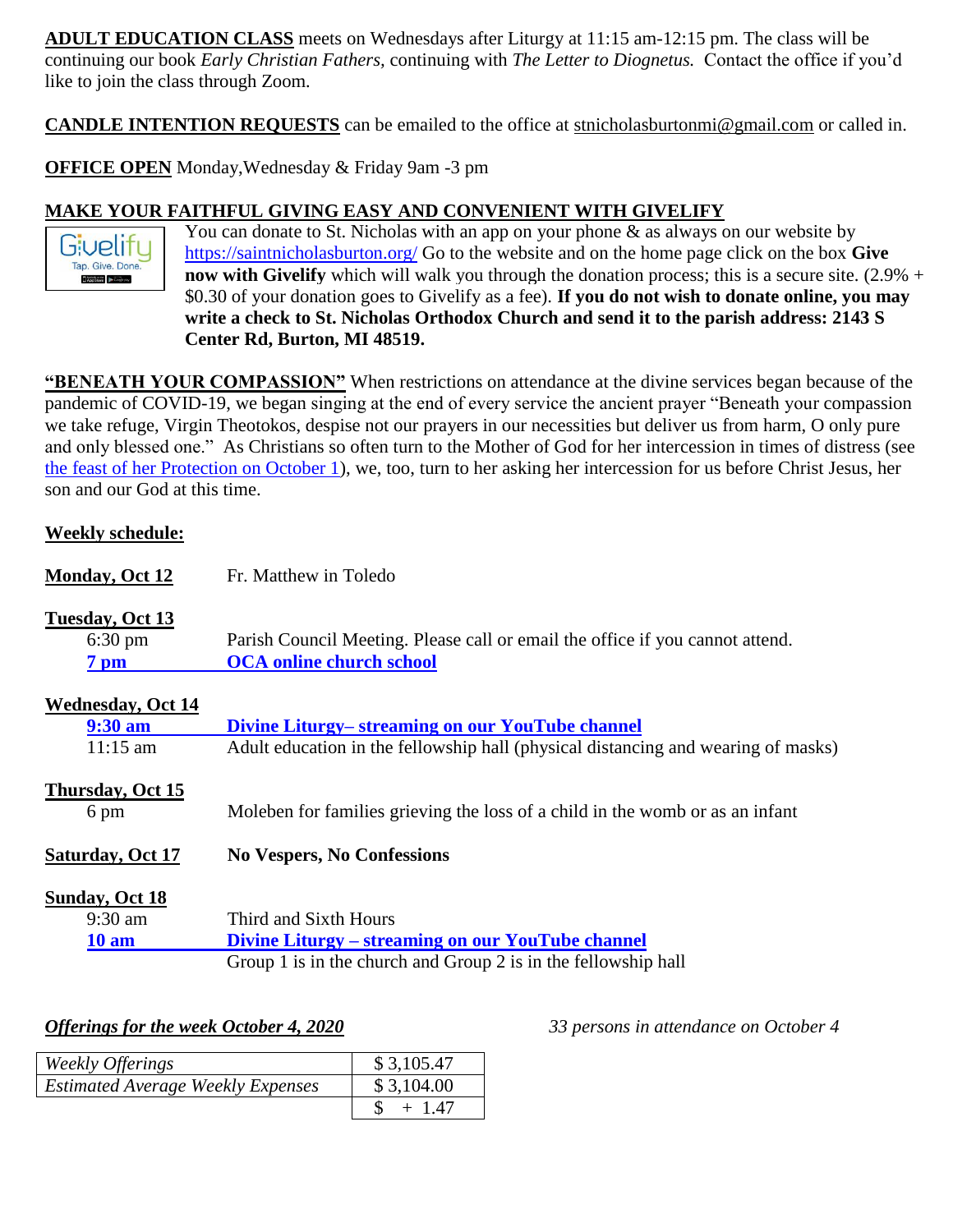**ADULT EDUCATION CLASS** meets on Wednesdays after Liturgy at 11:15 am-12:15 pm. The class will be continuing our book *Early Christian Fathers,* continuing with *The Letter to Diognetus.* Contact the office if you'd like to join the class through Zoom.

**CANDLE INTENTION REQUESTS** can be emailed to the office at stnicholasburtonmi@gmail.com or called in.

**OFFICE OPEN** Monday,Wednesday & Friday 9am -3 pm

**MAKE YOUR FAITHFUL GIVING EASY AND CONVENIENT WITH GIVELIFY**

Givelify Tap. Give. Done.

You can donate to St. Nicholas with an app on your phone & as always on our website by https://saintnicholasburton.org/ Go to the website and on the home page click on the box **Give now with Givelify** which will walk you through the donation process; this is a secure site. (2.9% + $0.30 of your donation goes to Givelify as a fee). **If you do not wish to donate online, you may write a check to St. Nicholas Orthodox Church and send it to the parish address: 2143 S Center Rd, Burton, MI 48519.**

**"BENEATH YOUR COMPASSION"** When restrictions on attendance at the divine services began because of the pandemic of COVID-19, we began singing at the end of every service the ancient prayer "Beneath your compassion we take refuge, Virgin Theotokos, despise not our prayers in our necessities but deliver us from harm, O only pure and only blessed one." As Christians so often turn to the Mother of God for her intercession in times of distress (see the feast of her Protection on October 1), we, too, turn to her asking her intercession for us before Christ Jesus, her son and our God at this time.

**Weekly schedule:**

**Monday, Oct 12** Fr. Matthew in Toledo

**Tuesday, Oct 13**
6:30 pm Parish Council Meeting. Please call or email the office if you cannot attend.
**7 pm OCA online church school**

**Wednesday, Oct 14**
**9:30 am Divine Liturgy– streaming on our YouTube channel**
11:15 am Adult education in the fellowship hall (physical distancing and wearing of masks)

**Thursday, Oct 15**
6 pm Moleben for families grieving the loss of a child in the womb or as an infant

**Saturday, Oct 17** **No Vespers, No Confessions**

**Sunday, Oct 18**
9:30 am Third and Sixth Hours
**10 am Divine Liturgy – streaming on our YouTube channel**
Group 1 is in the church and Group 2 is in the fellowship hall

***Offerings for the week October 4, 2020***

*33 persons in attendance on October 4*

| | |
|---|---|
| *Weekly Offerings* | $ 3,105.47 |
| *Estimated Average Weekly Expenses* | $ 3,104.00 |
| | $ + 1.47 |